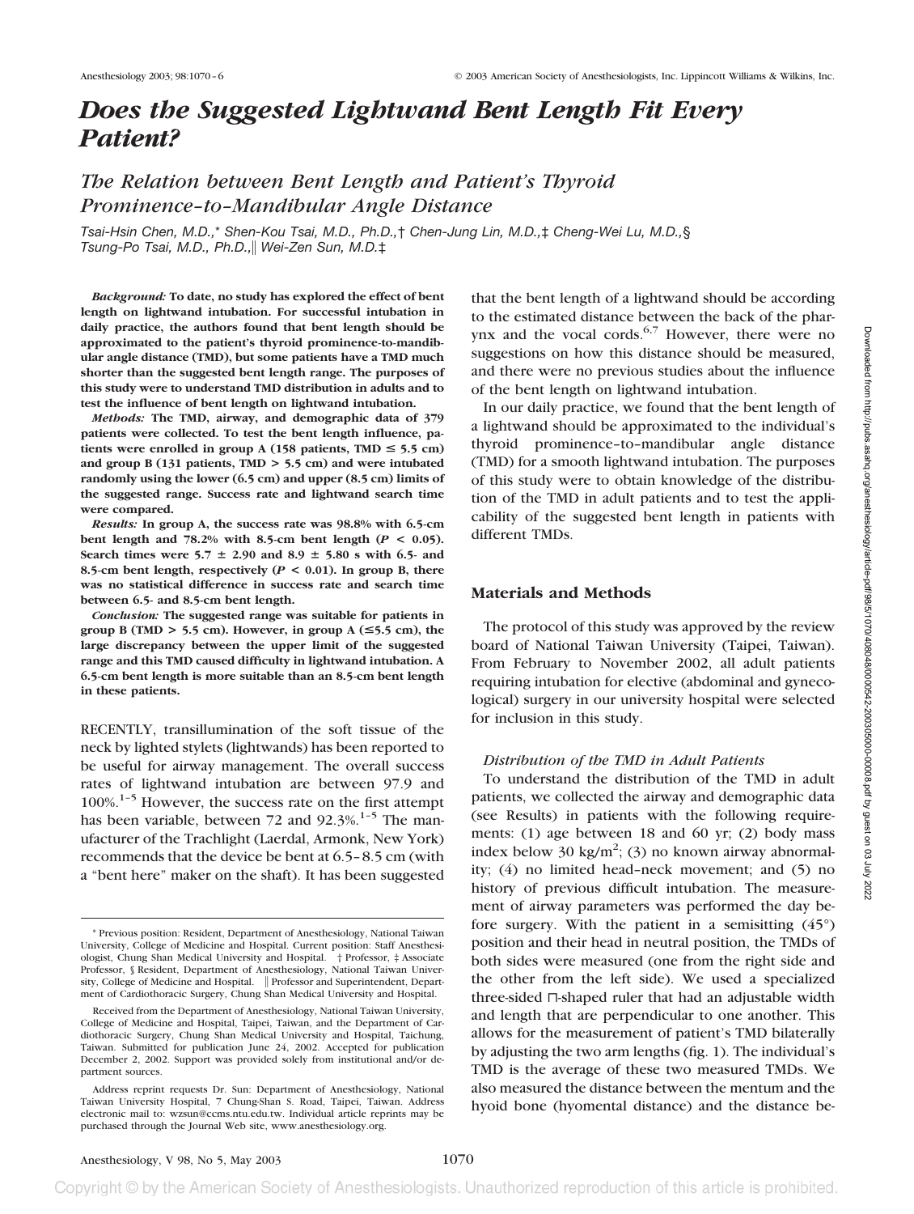# Does the Suggested Lightwand Bent Length Fit Every Patient?

## The Relation between Bent Length and Patient's Thyroid Prominence–to–Mandibular Angle Distance

*Tsai-Hsin Chen, M.D.,\* Shen-Kou Tsai, M.D., Ph.D.,† Chen-Jung Lin, M.D.,‡ Cheng-Wei Lu, M.D.,§ Tsung-Po Tsai, M.D., Ph.D.,‖ Wei-Zen Sun, M.D.‡*

***Background:*** **To date, no study has explored the effect of bent length on lightwand intubation. For successful intubation in daily practice, the authors found that bent length should be approximated to the patient's thyroid prominence-to-mandibular angle distance (TMD), but some patients have a TMD much shorter than the suggested bent length range. The purposes of this study were to understand TMD distribution in adults and to test the influence of bent length on lightwand intubation.**

***Methods:*** **The TMD, airway, and demographic data of 379 patients were collected. To test the bent length influence, patients were enrolled in group A (158 patients, TMD ≤ 5.5 cm) and group B (131 patients, TMD > 5.5 cm) and were intubated randomly using the lower (6.5 cm) and upper (8.5 cm) limits of the suggested range. Success rate and lightwand search time were compared.**

***Results:*** **In group A, the success rate was 98.8% with 6.5-cm bent length and 78.2% with 8.5-cm bent length ($P < 0.05$). Search times were 5.7 ± 2.90 and 8.9 ± 5.80 s with 6.5- and 8.5-cm bent length, respectively ($P < 0.01$). In group B, there was no statistical difference in success rate and search time between 6.5- and 8.5-cm bent length.**

***Conclusion:*** **The suggested range was suitable for patients in group B (TMD > 5.5 cm). However, in group A (≤5.5 cm), the large discrepancy between the upper limit of the suggested range and this TMD caused difficulty in lightwand intubation. A 6.5-cm bent length is more suitable than an 8.5-cm bent length in these patients.**

RECENTLY, transillumination of the soft tissue of the neck by lighted stylets (lightwands) has been reported to be useful for airway management. The overall success rates of lightwand intubation are between 97.9 and 100%.[1–5] However, the success rate on the first attempt has been variable, between 72 and 92.3%.[1–5] The manufacturer of the Trachlight (Laerdal, Armonk, New York) recommends that the device be bent at 6.5–8.5 cm (with a "bent here" maker on the shaft). It has been suggested that the bent length of a lightwand should be according to the estimated distance between the back of the pharynx and the vocal cords.[6,7] However, there were no suggestions on how this distance should be measured, and there were no previous studies about the influence of the bent length on lightwand intubation.

In our daily practice, we found that the bent length of a lightwand should be approximated to the individual's thyroid prominence–to–mandibular angle distance (TMD) for a smooth lightwand intubation. The purposes of this study were to obtain knowledge of the distribution of the TMD in adult patients and to test the applicability of the suggested bent length in patients with different TMDs.

## Materials and Methods

The protocol of this study was approved by the review board of National Taiwan University (Taipei, Taiwan). From February to November 2002, all adult patients requiring intubation for elective (abdominal and gynecological) surgery in our university hospital were selected for inclusion in this study.

### *Distribution of the TMD in Adult Patients*

To understand the distribution of the TMD in adult patients, we collected the airway and demographic data (see Results) in patients with the following requirements: (1) age between 18 and 60 yr; (2) body mass index below 30 kg/m$^2$; (3) no known airway abnormality; (4) no limited head–neck movement; and (5) no history of previous difficult intubation. The measurement of airway parameters was performed the day before surgery. With the patient in a semisitting (45°) position and their head in neutral position, the TMDs of both sides were measured (one from the right side and the other from the left side). We used a specialized three-sided ⊓-shaped ruler that had an adjustable width and length that are perpendicular to one another. This allows for the measurement of patient's TMD bilaterally by adjusting the two arm lengths (fig. 1). The individual's TMD is the average of these two measured TMDs. We also measured the distance between the mentum and the hyoid bone (hyomental distance) and the distance be-

\* Previous position: Resident, Department of Anesthesiology, National Taiwan University, College of Medicine and Hospital. Current position: Staff Anesthesiologist, Chung Shan Medical University and Hospital. † Professor, ‡ Associate Professor, § Resident, Department of Anesthesiology, National Taiwan University, College of Medicine and Hospital. ‖ Professor and Superintendent, Department of Cardiothoracic Surgery, Chung Shan Medical University and Hospital.

Received from the Department of Anesthesiology, National Taiwan University, College of Medicine and Hospital, Taipei, Taiwan, and the Department of Cardiothoracic Surgery, Chung Shan Medical University and Hospital, Taichung, Taiwan. Submitted for publication June 24, 2002. Accepted for publication December 2, 2002. Support was provided solely from institutional and/or department sources.

Address reprint requests Dr. Sun: Department of Anesthesiology, National Taiwan University Hospital, 7 Chung-Shan S. Road, Taipei, Taiwan. Address electronic mail to: wzsun@ccms.ntu.edu.tw. Individual article reprints may be purchased through the Journal Web site, www.anesthesiology.org.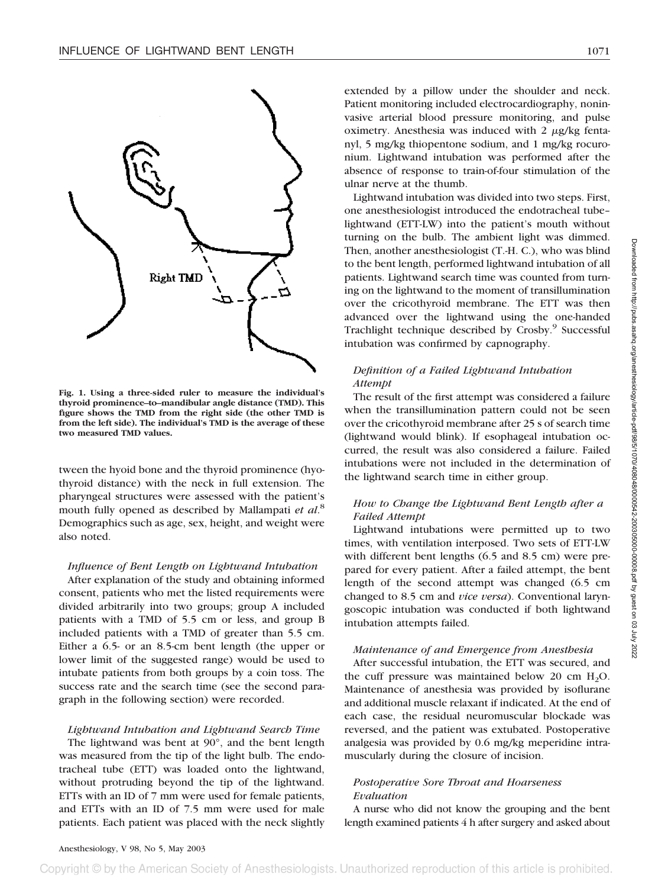Fig. 1. Using a three-sided ruler to measure the individual's thyroid prominence–to–mandibular angle distance (TMD). This figure shows the TMD from the right side (the other TMD is from the left side). The individual's TMD is the average of these two measured TMD values.

tween the hyoid bone and the thyroid prominence (hyothyroid distance) with the neck in full extension. The pharyngeal structures were assessed with the patient's mouth fully opened as described by Mallampati *et al.*[8] Demographics such as age, sex, height, and weight were also noted.

### *Influence of Bent Length on Lightwand Intubation*

After explanation of the study and obtaining informed consent, patients who met the listed requirements were divided arbitrarily into two groups; group A included patients with a TMD of 5.5 cm or less, and group B included patients with a TMD of greater than 5.5 cm. Either a 6.5- or an 8.5-cm bent length (the upper or lower limit of the suggested range) would be used to intubate patients from both groups by a coin toss. The success rate and the search time (see the second paragraph in the following section) were recorded.

### *Lightwand Intubation and Lightwand Search Time*

The lightwand was bent at 90°, and the bent length was measured from the tip of the light bulb. The endotracheal tube (ETT) was loaded onto the lightwand, without protruding beyond the tip of the lightwand. ETTs with an ID of 7 mm were used for female patients, and ETTs with an ID of 7.5 mm were used for male patients. Each patient was placed with the neck slightly extended by a pillow under the shoulder and neck. Patient monitoring included electrocardiography, noninvasive arterial blood pressure monitoring, and pulse oximetry. Anesthesia was induced with 2 $\mu$g/kg fentanyl, 5 mg/kg thiopentone sodium, and 1 mg/kg rocuronium. Lightwand intubation was performed after the absence of response to train-of-four stimulation of the ulnar nerve at the thumb.

Lightwand intubation was divided into two steps. First, one anesthesiologist introduced the endotracheal tube–lightwand (ETT-LW) into the patient's mouth without turning on the bulb. The ambient light was dimmed. Then, another anesthesiologist (T.-H. C.), who was blind to the bent length, performed lightwand intubation of all patients. Lightwand search time was counted from turning on the lightwand to the moment of transillumination over the cricothyroid membrane. The ETT was then advanced over the lightwand using the one-handed Trachlight technique described by Crosby.[9] Successful intubation was confirmed by capnography.

### *Definition of a Failed Lightwand Intubation Attempt*

The result of the first attempt was considered a failure when the transillumination pattern could not be seen over the cricothyroid membrane after 25 s of search time (lightwand would blink). If esophageal intubation occurred, the result was also considered a failure. Failed intubations were not included in the determination of the lightwand search time in either group.

### *How to Change the Lightwand Bent Length after a Failed Attempt*

Lightwand intubations were permitted up to two times, with ventilation interposed. Two sets of ETT-LW with different bent lengths (6.5 and 8.5 cm) were prepared for every patient. After a failed attempt, the bent length of the second attempt was changed (6.5 cm changed to 8.5 cm and *vice versa*). Conventional laryngoscopic intubation was conducted if both lightwand intubation attempts failed.

### *Maintenance of and Emergence from Anesthesia*

After successful intubation, the ETT was secured, and the cuff pressure was maintained below 20 cm $H_2O$. Maintenance of anesthesia was provided by isoflurane and additional muscle relaxant if indicated. At the end of each case, the residual neuromuscular blockade was reversed, and the patient was extubated. Postoperative analgesia was provided by 0.6 mg/kg meperidine intramuscularly during the closure of incision.

### *Postoperative Sore Throat and Hoarseness Evaluation*

A nurse who did not know the grouping and the bent length examined patients 4 h after surgery and asked about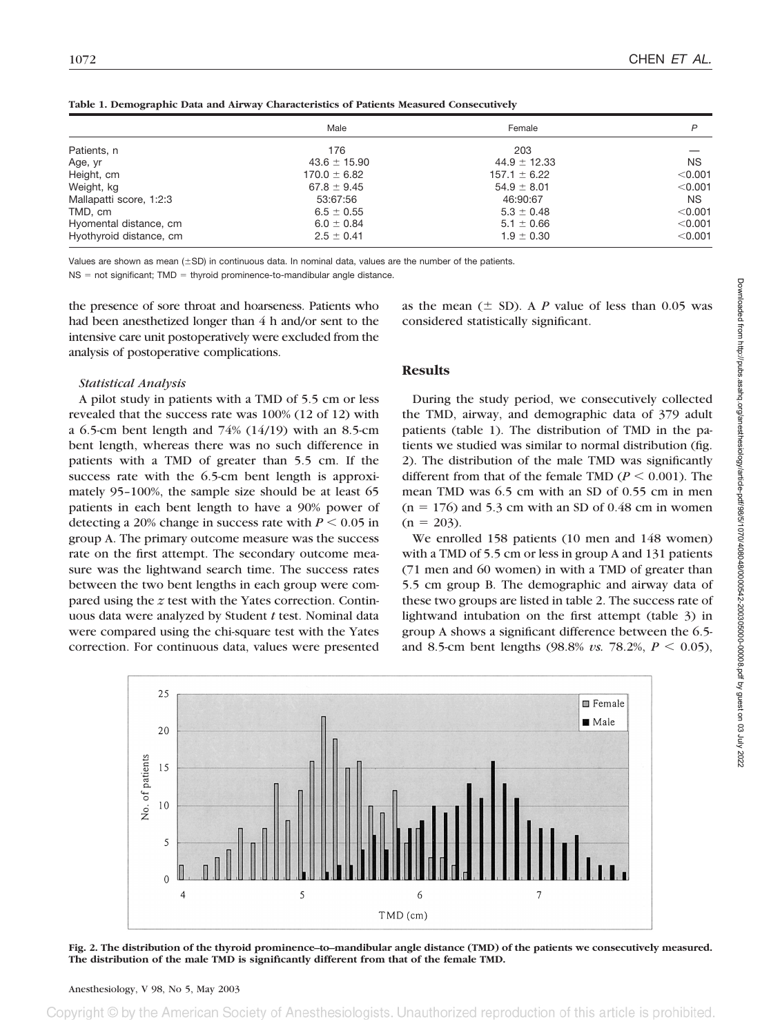**Table 1. Demographic Data and Airway Characteristics of Patients Measured Consecutively**

| | Male | Female | *P* |
|---|---|---|---|
| Patients, n | 176 | 203 | — |
| Age, yr | 43.6 ± 15.90 | 44.9 ± 12.33 | NS |
| Height, cm | 170.0 ± 6.82 | 157.1 ± 6.22 | <0.001 |
| Weight, kg | 67.8 ± 9.45 | 54.9 ± 8.01 | <0.001 |
| Mallapatti score, 1:2:3 | 53:67:56 | 46:90:67 | NS |
| TMD, cm | 6.5 ± 0.55 | 5.3 ± 0.48 | <0.001 |
| Hyomental distance, cm | 6.0 ± 0.84 | 5.1 ± 0.66 | <0.001 |
| Hyothyroid distance, cm | 2.5 ± 0.41 | 1.9 ± 0.30 | <0.001 |

Values are shown as mean (±SD) in continuous data. In nominal data, values are the number of the patients.

NS = not significant; TMD = thyroid prominence-to-mandibular angle distance.

the presence of sore throat and hoarseness. Patients who had been anesthetized longer than 4 h and/or sent to the intensive care unit postoperatively were excluded from the analysis of postoperative complications.

### *Statistical Analysis*

A pilot study in patients with a TMD of 5.5 cm or less revealed that the success rate was 100% (12 of 12) with a 6.5-cm bent length and 74% (14/19) with an 8.5-cm bent length, whereas there was no such difference in patients with a TMD of greater than 5.5 cm. If the success rate with the 6.5-cm bent length is approximately 95–100%, the sample size should be at least 65 patients in each bent length to have a 90% power of detecting a 20% change in success rate with $P < 0.05$ in group A. The primary outcome measure was the success rate on the first attempt. The secondary outcome measure was the lightwand search time. The success rates between the two bent lengths in each group were compared using the *z* test with the Yates correction. Continuous data were analyzed by Student *t* test. Nominal data were compared using the chi-square test with the Yates correction. For continuous data, values were presented as the mean (± SD). A *P* value of less than 0.05 was considered statistically significant.

## Results

During the study period, we consecutively collected the TMD, airway, and demographic data of 379 adult patients (table 1). The distribution of TMD in the patients we studied was similar to normal distribution (fig. 2). The distribution of the male TMD was significantly different from that of the female TMD ($P < 0.001$). The mean TMD was 6.5 cm with an SD of 0.55 cm in men (n = 176) and 5.3 cm with an SD of 0.48 cm in women (n = 203).

We enrolled 158 patients (10 men and 148 women) with a TMD of 5.5 cm or less in group A and 131 patients (71 men and 60 women) in with a TMD of greater than 5.5 cm group B. The demographic and airway data of these two groups are listed in table 2. The success rate of lightwand intubation on the first attempt (table 3) in group A shows a significant difference between the 6.5- and 8.5-cm bent lengths (98.8% *vs.* 78.2%, $P < 0.05$),

**Fig. 2. The distribution of the thyroid prominence–to–mandibular angle distance (TMD) of the patients we consecutively measured. The distribution of the male TMD is significantly different from that of the female TMD.**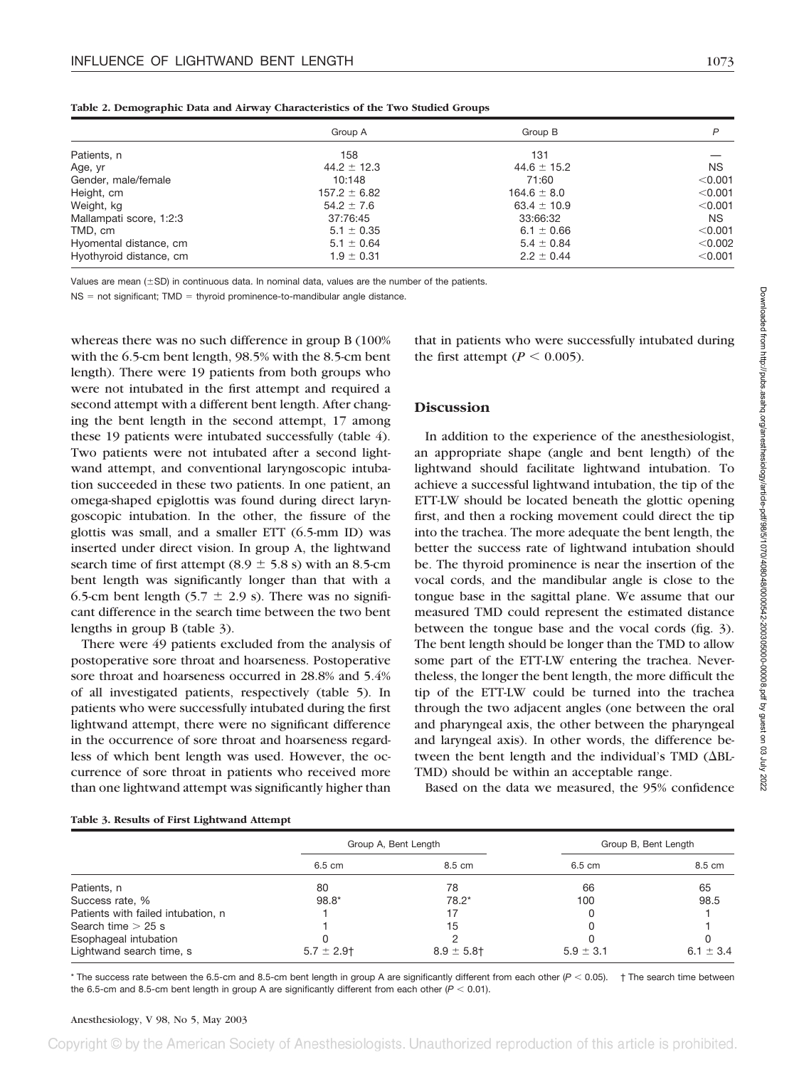**Table 2. Demographic Data and Airway Characteristics of the Two Studied Groups**

| | Group A | Group B | *P* |
|---|---|---|---|
| Patients, n | 158 | 131 | — |
| Age, yr | 44.2 ± 12.3 | 44.6 ± 15.2 | NS |
| Gender, male/female | 10:148 | 71:60 | <0.001 |
| Height, cm | 157.2 ± 6.82 | 164.6 ± 8.0 | <0.001 |
| Weight, kg | 54.2 ± 7.6 | 63.4 ± 10.9 | <0.001 |
| Mallampati score, 1:2:3 | 37:76:45 | 33:66:32 | NS |
| TMD, cm | 5.1 ± 0.35 | 6.1 ± 0.66 | <0.001 |
| Hyomental distance, cm | 5.1 ± 0.64 | 5.4 ± 0.84 | <0.002 |
| Hyothyroid distance, cm | 1.9 ± 0.31 | 2.2 ± 0.44 | <0.001 |

Values are mean (±SD) in continuous data. In nominal data, values are the number of the patients.

NS = not significant; TMD = thyroid prominence-to-mandibular angle distance.

whereas there was no such difference in group B (100% with the 6.5-cm bent length, 98.5% with the 8.5-cm bent length). There were 19 patients from both groups who were not intubated in the first attempt and required a second attempt with a different bent length. After changing the bent length in the second attempt, 17 among these 19 patients were intubated successfully (table 4). Two patients were not intubated after a second lightwand attempt, and conventional laryngoscopic intubation succeeded in these two patients. In one patient, an omega-shaped epiglottis was found during direct laryngoscopic intubation. In the other, the fissure of the glottis was small, and a smaller ETT (6.5-mm ID) was inserted under direct vision. In group A, the lightwand search time of first attempt (8.9 ± 5.8 s) with an 8.5-cm bent length was significantly longer than that with a 6.5-cm bent length (5.7 ± 2.9 s). There was no significant difference in the search time between the two bent lengths in group B (table 3).

There were 49 patients excluded from the analysis of postoperative sore throat and hoarseness. Postoperative sore throat and hoarseness occurred in 28.8% and 5.4% of all investigated patients, respectively (table 5). In patients who were successfully intubated during the first lightwand attempt, there were no significant difference in the occurrence of sore throat and hoarseness regardless of which bent length was used. However, the occurrence of sore throat in patients who received more than one lightwand attempt was significantly higher than that in patients who were successfully intubated during the first attempt ($P < 0.005$).

## Discussion

In addition to the experience of the anesthesiologist, an appropriate shape (angle and bent length) of the lightwand should facilitate lightwand intubation. To achieve a successful lightwand intubation, the tip of the ETT-LW should be located beneath the glottic opening first, and then a rocking movement could direct the tip into the trachea. The more adequate the bent length, the better the success rate of lightwand intubation should be. The thyroid prominence is near the insertion of the vocal cords, and the mandibular angle is close to the tongue base in the sagittal plane. We assume that our measured TMD could represent the estimated distance between the tongue base and the vocal cords (fig. 3). The bent length should be longer than the TMD to allow some part of the ETT-LW entering the trachea. Nevertheless, the longer the bent length, the more difficult the tip of the ETT-LW could be turned into the trachea through the two adjacent angles (one between the oral and pharyngeal axis, the other between the pharyngeal and laryngeal axis). In other words, the difference between the bent length and the individual's TMD (ΔBL-TMD) should be within an acceptable range.

Based on the data we measured, the 95% confidence

**Table 3. Results of First Lightwand Attempt**

| | Group A, Bent Length | | Group B, Bent Length | |
|---|---|---|---|---|
| | 6.5 cm | 8.5 cm | 6.5 cm | 8.5 cm |
| Patients, n | 80 | 78 | 66 | 65 |
| Success rate, % | 98.8* | 78.2* | 100 | 98.5 |
| Patients with failed intubation, n | 1 | 17 | 0 | 1 |
| Search time > 25 s | 1 | 15 | 0 | 1 |
| Esophageal intubation | 0 | 2 | 0 | 0 |
| Lightwand search time, s | 5.7 ± 2.9† | 8.9 ± 5.8† | 5.9 ± 3.1 | 6.1 ± 3.4 |

\* The success rate between the 6.5-cm and 8.5-cm bent length in group A are significantly different from each other ($P < 0.05$). † The search time between the 6.5-cm and 8.5-cm bent length in group A are significantly different from each other ($P < 0.01$).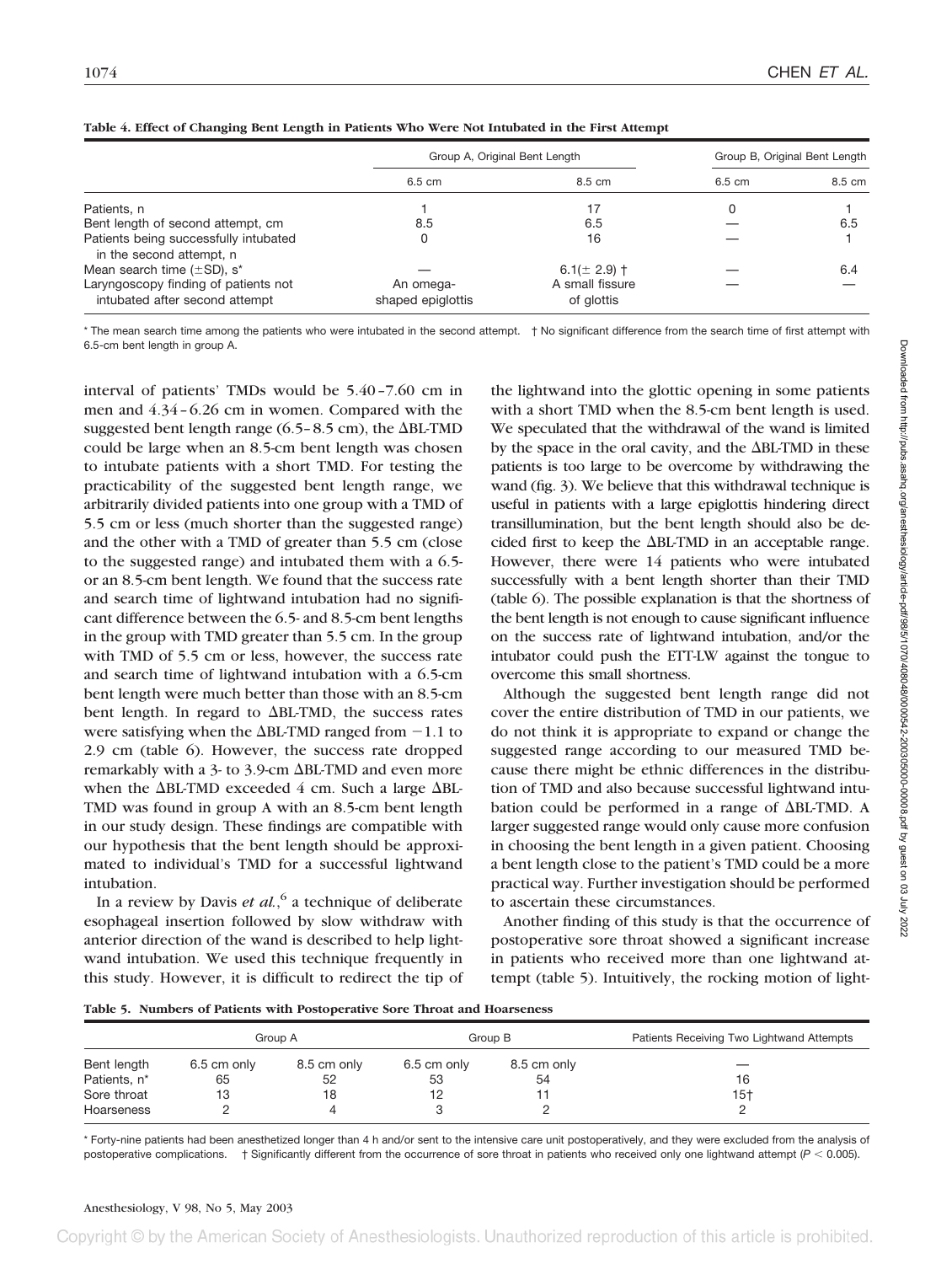**Table 4. Effect of Changing Bent Length in Patients Who Were Not Intubated in the First Attempt**

| | Group A, Original Bent Length | | Group B, Original Bent Length | |
|---|---|---|---|---|
| | 6.5 cm | 8.5 cm | 6.5 cm | 8.5 cm |
| Patients, n | 1 | 17 | 0 | 1 |
| Bent length of second attempt, cm | 8.5 | 6.5 | — | 6.5 |
| Patients being successfully intubated in the second attempt, n | 0 | 16 | — | 1 |
| Mean search time (±SD), s* | — | 6.1(± 2.9) † | — | 6.4 |
| Laryngoscopy finding of patients not intubated after second attempt | An omega-shaped epiglottis | A small fissure of glottis | — | — |

* The mean search time among the patients who were intubated in the second attempt. † No significant difference from the search time of first attempt with 6.5-cm bent length in group A.

interval of patients' TMDs would be 5.40–7.60 cm in men and 4.34–6.26 cm in women. Compared with the suggested bent length range (6.5–8.5 cm), the ΔBL-TMD could be large when an 8.5-cm bent length was chosen to intubate patients with a short TMD. For testing the practicability of the suggested bent length range, we arbitrarily divided patients into one group with a TMD of 5.5 cm or less (much shorter than the suggested range) and the other with a TMD of greater than 5.5 cm (close to the suggested range) and intubated them with a 6.5- or an 8.5-cm bent length. We found that the success rate and search time of lightwand intubation had no significant difference between the 6.5- and 8.5-cm bent lengths in the group with TMD greater than 5.5 cm. In the group with TMD of 5.5 cm or less, however, the success rate and search time of lightwand intubation with a 6.5-cm bent length were much better than those with an 8.5-cm bent length. In regard to ΔBL-TMD, the success rates were satisfying when the ΔBL-TMD ranged from −1.1 to 2.9 cm (table 6). However, the success rate dropped remarkably with a 3- to 3.9-cm ΔBL-TMD and even more when the ΔBL-TMD exceeded 4 cm. Such a large ΔBL-TMD was found in group A with an 8.5-cm bent length in our study design. These findings are compatible with our hypothesis that the bent length should be approximated to individual's TMD for a successful lightwand intubation.

In a review by Davis *et al.*,[6] a technique of deliberate esophageal insertion followed by slow withdraw with anterior direction of the wand is described to help lightwand intubation. We used this technique frequently in this study. However, it is difficult to redirect the tip of the lightwand into the glottic opening in some patients with a short TMD when the 8.5-cm bent length is used. We speculated that the withdrawal of the wand is limited by the space in the oral cavity, and the ΔBL-TMD in these patients is too large to be overcome by withdrawing the wand (fig. 3). We believe that this withdrawal technique is useful in patients with a large epiglottis hindering direct transillumination, but the bent length should also be decided first to keep the ΔBL-TMD in an acceptable range. However, there were 14 patients who were intubated successfully with a bent length shorter than their TMD (table 6). The possible explanation is that the shortness of the bent length is not enough to cause significant influence on the success rate of lightwand intubation, and/or the intubator could push the ETT-LW against the tongue to overcome this small shortness.

Although the suggested bent length range did not cover the entire distribution of TMD in our patients, we do not think it is appropriate to expand or change the suggested range according to our measured TMD because there might be ethnic differences in the distribution of TMD and also because successful lightwand intubation could be performed in a range of ΔBL-TMD. A larger suggested range would only cause more confusion in choosing the bent length in a given patient. Choosing a bent length close to the patient's TMD could be a more practical way. Further investigation should be performed to ascertain these circumstances.

Another finding of this study is that the occurrence of postoperative sore throat showed a significant increase in patients who received more than one lightwand attempt (table 5). Intuitively, the rocking motion of light-

**Table 5. Numbers of Patients with Postoperative Sore Throat and Hoarseness**

| | Group A | | Group B | | Patients Receiving Two Lightwand Attempts |
|---|---|---|---|---|---|
| Bent length | 6.5 cm only | 8.5 cm only | 6.5 cm only | 8.5 cm only | — |
| Patients, n* | 65 | 52 | 53 | 54 | 16 |
| Sore throat | 13 | 18 | 12 | 11 | 15† |
| Hoarseness | 2 | 4 | 3 | 2 | 2 |

* Forty-nine patients had been anesthetized longer than 4 h and/or sent to the intensive care unit postoperatively, and they were excluded from the analysis of postoperative complications. † Significantly different from the occurrence of sore throat in patients who received only one lightwand attempt ($P < 0.005$).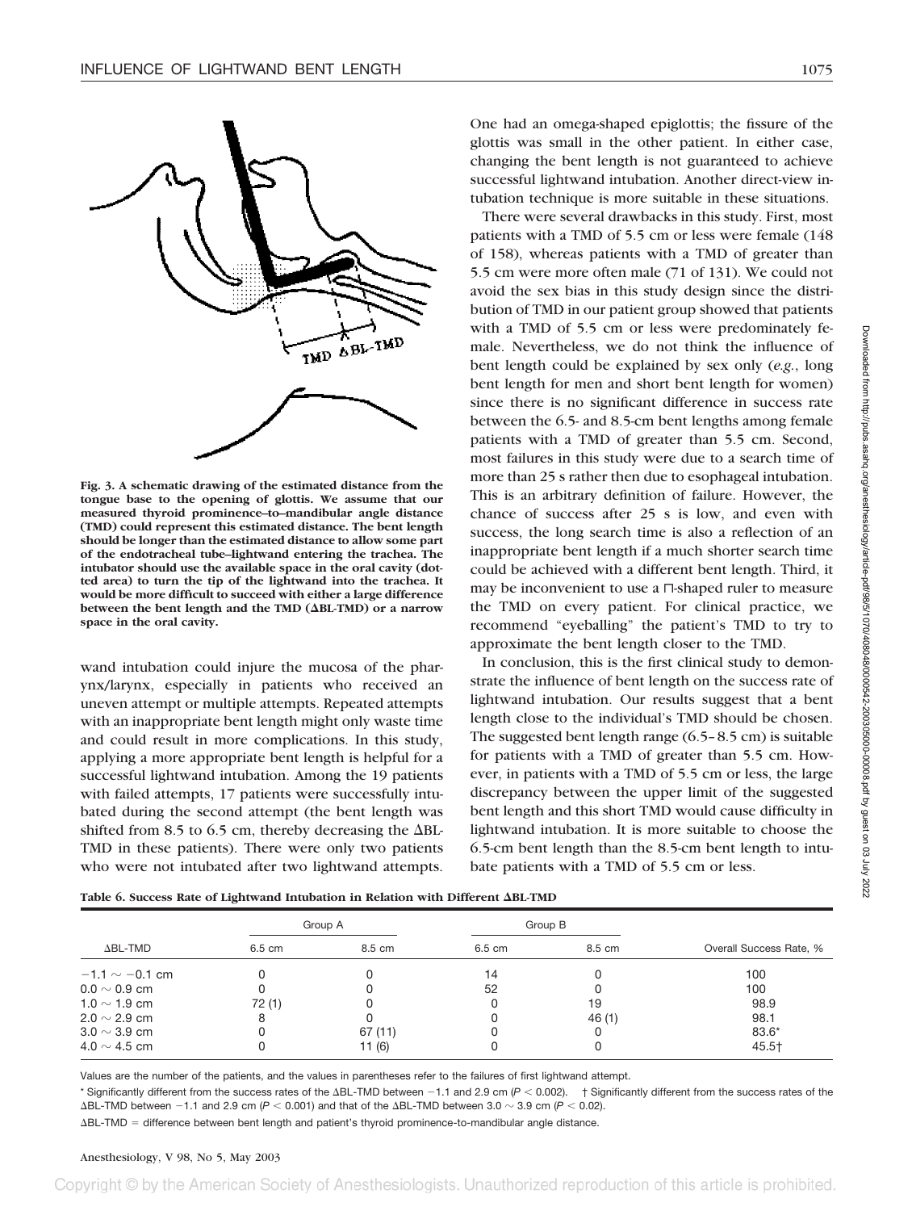Fig. 3. A schematic drawing of the estimated distance from the tongue base to the opening of glottis. We assume that our measured thyroid prominence–to–mandibular angle distance (TMD) could represent this estimated distance. The bent length should be longer than the estimated distance to allow some part of the endotracheal tube–lightwand entering the trachea. The intubator should use the available space in the oral cavity (dotted area) to turn the tip of the lightwand into the trachea. It would be more difficult to succeed with either a large difference between the bent length and the TMD (ΔBL-TMD) or a narrow space in the oral cavity.

wand intubation could injure the mucosa of the pharynx/larynx, especially in patients who received an uneven attempt or multiple attempts. Repeated attempts with an inappropriate bent length might only waste time and could result in more complications. In this study, applying a more appropriate bent length is helpful for a successful lightwand intubation. Among the 19 patients with failed attempts, 17 patients were successfully intubated during the second attempt (the bent length was shifted from 8.5 to 6.5 cm, thereby decreasing the ΔBL-TMD in these patients). There were only two patients who were not intubated after two lightwand attempts. One had an omega-shaped epiglottis; the fissure of the glottis was small in the other patient. In either case, changing the bent length is not guaranteed to achieve successful lightwand intubation. Another direct-view intubation technique is more suitable in these situations.

There were several drawbacks in this study. First, most patients with a TMD of 5.5 cm or less were female (148 of 158), whereas patients with a TMD of greater than 5.5 cm were more often male (71 of 131). We could not avoid the sex bias in this study design since the distribution of TMD in our patient group showed that patients with a TMD of 5.5 cm or less were predominately female. Nevertheless, we do not think the influence of bent length could be explained by sex only (*e.g.*, long bent length for men and short bent length for women) since there is no significant difference in success rate between the 6.5- and 8.5-cm bent lengths among female patients with a TMD of greater than 5.5 cm. Second, most failures in this study were due to a search time of more than 25 s rather then due to esophageal intubation. This is an arbitrary definition of failure. However, the chance of success after 25 s is low, and even with success, the long search time is also a reflection of an inappropriate bent length if a much shorter search time could be achieved with a different bent length. Third, it may be inconvenient to use a ⊓-shaped ruler to measure the TMD on every patient. For clinical practice, we recommend "eyeballing" the patient's TMD to try to approximate the bent length closer to the TMD.

In conclusion, this is the first clinical study to demonstrate the influence of bent length on the success rate of lightwand intubation. Our results suggest that a bent length close to the individual's TMD should be chosen. The suggested bent length range (6.5–8.5 cm) is suitable for patients with a TMD of greater than 5.5 cm. However, in patients with a TMD of 5.5 cm or less, the large discrepancy between the upper limit of the suggested bent length and this short TMD would cause difficulty in lightwand intubation. It is more suitable to choose the 6.5-cm bent length than the 8.5-cm bent length to intubate patients with a TMD of 5.5 cm or less.

**Table 6. Success Rate of Lightwand Intubation in Relation with Different ΔBL-TMD**

| ΔBL-TMD | Group A | | Group B | | Overall Success Rate, % |
|---|---|---|---|---|---|
| | 6.5 cm | 8.5 cm | 6.5 cm | 8.5 cm | |
| −1.1 ∼ −0.1 cm | 0 | 0 | 14 | 0 | 100 |
| 0.0 ∼ 0.9 cm | 0 | 0 | 52 | 0 | 100 |
| 1.0 ∼ 1.9 cm | 72 (1) | 0 | 0 | 19 | 98.9 |
| 2.0 ∼ 2.9 cm | 8 | 0 | 0 | 46 (1) | 98.1 |
| 3.0 ∼ 3.9 cm | 0 | 67 (11) | 0 | 0 | 83.6* |
| 4.0 ∼ 4.5 cm | 0 | 11 (6) | 0 | 0 | 45.5† |

Values are the number of the patients, and the values in parentheses refer to the failures of first lightwand attempt.

\* Significantly different from the success rates of the ΔBL-TMD between −1.1 and 2.9 cm ($P < 0.002$). † Significantly different from the success rates of the ΔBL-TMD between −1.1 and 2.9 cm ($P < 0.001$) and that of the ΔBL-TMD between 3.0 ∼ 3.9 cm ($P < 0.02$).

ΔBL-TMD = difference between bent length and patient's thyroid prominence-to-mandibular angle distance.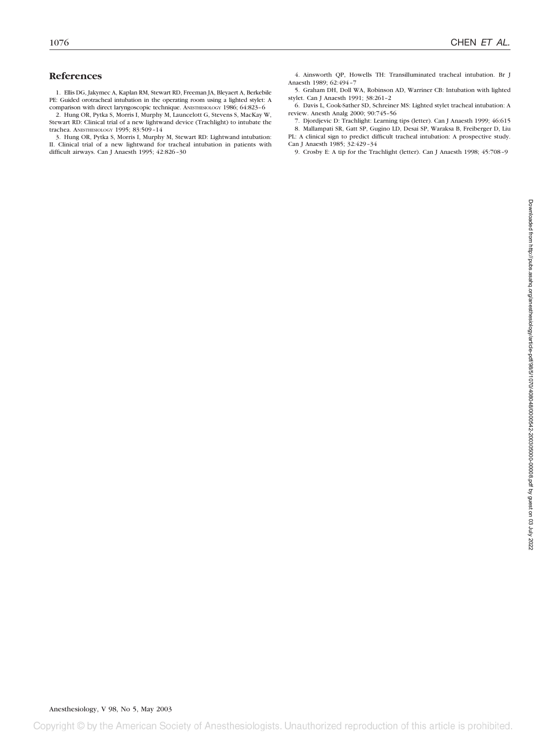## References

1. Ellis DG, Jakymec A, Kaplan RM, Stewart RD, Freeman JA, Bleyaert A, Berkebile PE: Guided orotracheal intubation in the operating room using a lighted stylet: A comparison with direct laryngoscopic technique. ANESTHESIOLOGY 1986; 64:823–6
2. Hung OR, Pytka S, Morris I, Murphy M, Launcelott G, Stevens S, MacKay W, Stewart RD: Clinical trial of a new lightwand device (Trachlight) to intubate the trachea. ANESTHESIOLOGY 1995; 83:509–14
3. Hung OR, Pytka S, Morris I, Murphy M, Stewart RD: Lightwand intubation: II. Clinical trial of a new lightwand for tracheal intubation in patients with difficult airways. Can J Anaesth 1995; 42:826–30
4. Ainsworth QP, Howells TH: Transilluminated tracheal intubation. Br J Anaesth 1989; 62:494–7
5. Graham DH, Doll WA, Robinson AD, Warriner CB: Intubation with lighted stylet. Can J Anaesth 1991; 38:261–2
6. Davis L, Cook-Sather SD, Schreiner MS: Lighted stylet tracheal intubation: A review. Anesth Analg 2000; 90:745–56
7. Djordjevic D: Trachlight: Learning tips (letter). Can J Anaesth 1999; 46:615
8. Mallampati SR, Gatt SP, Gugino LD, Desai SP, Waraksa B, Freiberger D, Liu PL: A clinical sign to predict difficult tracheal intubation: A prospective study. Can J Anaesth 1985; 32:429–34
9. Crosby E: A tip for the Trachlight (letter). Can J Anaesth 1998; 45:708–9